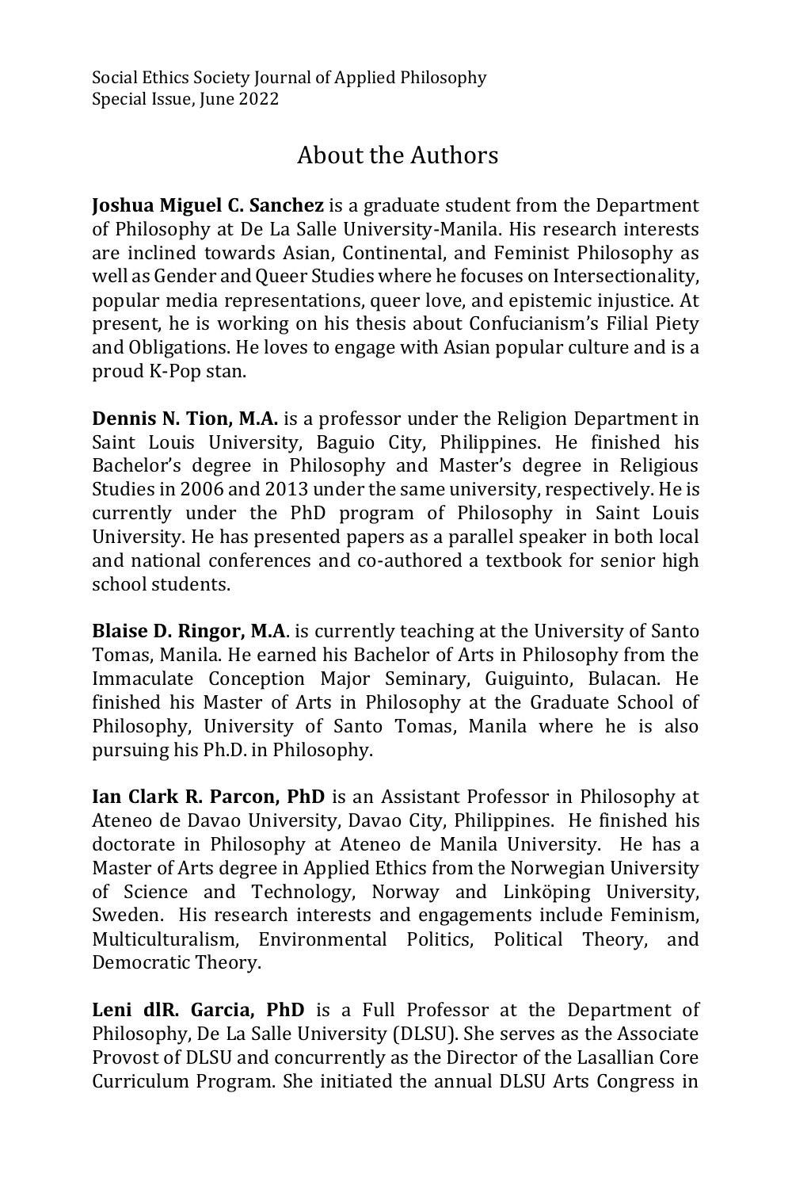# About the Authors

**Joshua Miguel C. Sanchez** is a graduate student from the Department of Philosophy at De La Salle University-Manila. His research interests are inclined towards Asian, Continental, and Feminist Philosophy as well as Gender and Queer Studies where he focuses on Intersectionality, popular media representations, queer love, and epistemic injustice. At present, he is working on his thesis about Confucianism's Filial Piety and Obligations. He loves to engage with Asian popular culture and is a proud K-Pop stan.

**Dennis N. Tion, M.A.** is a professor under the Religion Department in Saint Louis University, Baguio City, Philippines. He finished his Bachelor's degree in Philosophy and Master's degree in Religious Studies in 2006 and 2013 under the same university, respectively. He is currently under the PhD program of Philosophy in Saint Louis University. He has presented papers as a parallel speaker in both local and national conferences and co-authored a textbook for senior high school students.

**Blaise D. Ringor, M.A**. is currently teaching at the University of Santo Tomas, Manila. He earned his Bachelor of Arts in Philosophy from the Immaculate Conception Major Seminary, Guiguinto, Bulacan. He finished his Master of Arts in Philosophy at the Graduate School of Philosophy, University of Santo Tomas, Manila where he is also pursuing his Ph.D. in Philosophy.

**Ian Clark R. Parcon, PhD** is an Assistant Professor in Philosophy at Ateneo de Davao University, Davao City, Philippines. He finished his doctorate in Philosophy at Ateneo de Manila University. He has a Master of Arts degree in Applied Ethics from the Norwegian University of Science and Technology, Norway and Linköping University, Sweden. His research interests and engagements include Feminism, Multiculturalism, Environmental Politics, Political Theory, and Democratic Theory.

**Leni dlR. Garcia, PhD** is a Full Professor at the Department of Philosophy, De La Salle University (DLSU). She serves as the Associate Provost of DLSU and concurrently as the Director of the Lasallian Core Curriculum Program. She initiated the annual DLSU Arts Congress in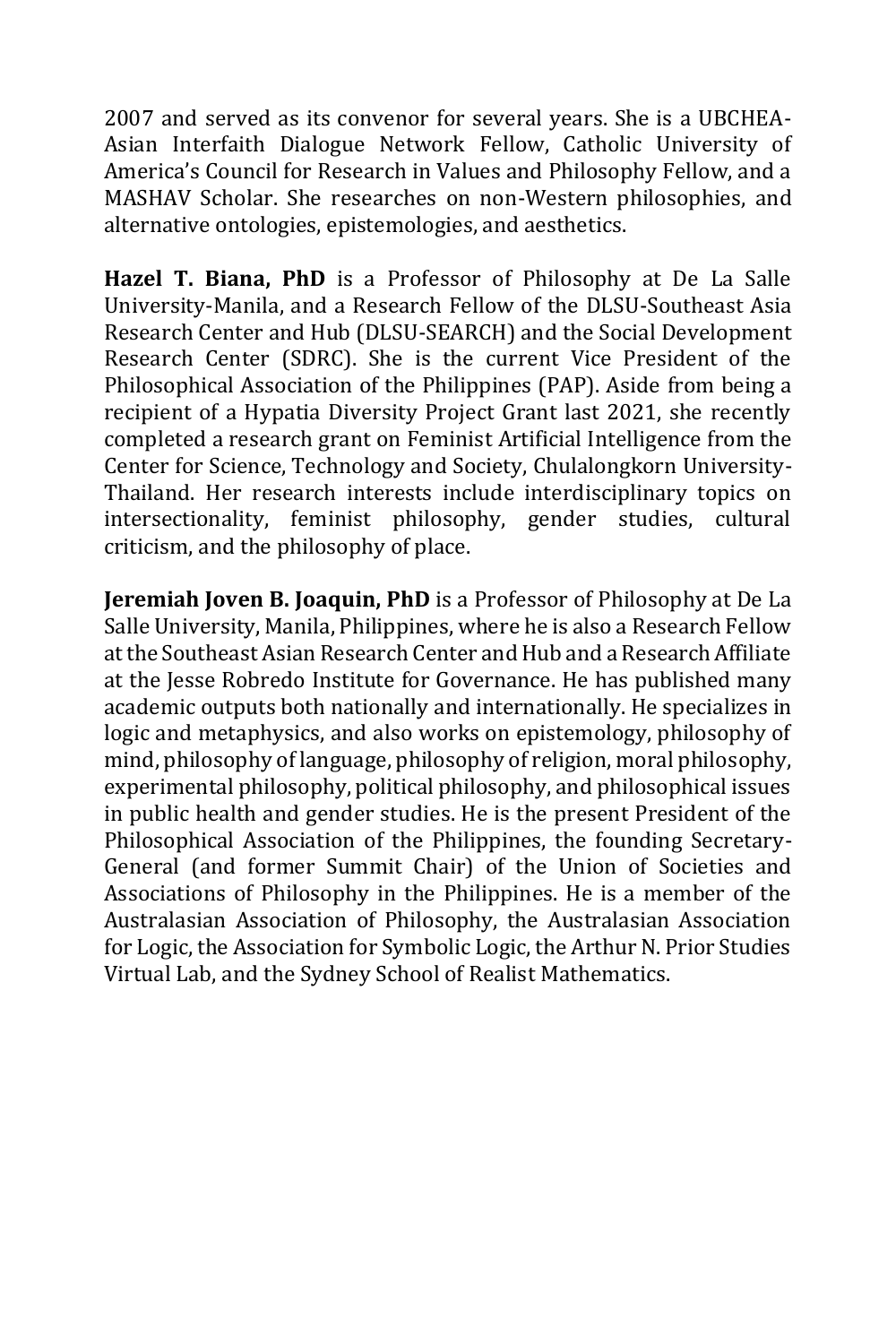2007 and served as its convenor for several years. She is a UBCHEA-Asian Interfaith Dialogue Network Fellow, Catholic University of America's Council for Research in Values and Philosophy Fellow, and a MASHAV Scholar. She researches on non-Western philosophies, and alternative ontologies, epistemologies, and aesthetics.

**Hazel T. Biana, PhD** is a Professor of Philosophy at De La Salle University-Manila, and a Research Fellow of the DLSU-Southeast Asia Research Center and Hub (DLSU-SEARCH) and the Social Development Research Center (SDRC). She is the current Vice President of the Philosophical Association of the Philippines (PAP). Aside from being a recipient of a Hypatia Diversity Project Grant last 2021, she recently completed a research grant on Feminist Artificial Intelligence from the Center for Science, Technology and Society, Chulalongkorn University-Thailand. Her research interests include interdisciplinary topics on intersectionality, feminist philosophy, gender studies, cultural criticism, and the philosophy of place.

**Jeremiah Joven B. Joaquin, PhD** is a Professor of Philosophy at De La Salle University, Manila, Philippines, where he is also a Research Fellow at the Southeast Asian Research Center and Hub and a Research Affiliate at the Jesse Robredo Institute for Governance. He has published many academic outputs both nationally and internationally. He specializes in logic and metaphysics, and also works on epistemology, philosophy of mind, philosophy of language, philosophy of religion, moral philosophy, experimental philosophy, political philosophy, and philosophical issues in public health and gender studies. He is the present President of the Philosophical Association of the Philippines, the founding Secretary-General (and former Summit Chair) of the Union of Societies and Associations of Philosophy in the Philippines. He is a member of the Australasian Association of Philosophy, the Australasian Association for Logic, the Association for Symbolic Logic, the Arthur N. Prior Studies Virtual Lab, and the Sydney School of Realist Mathematics.